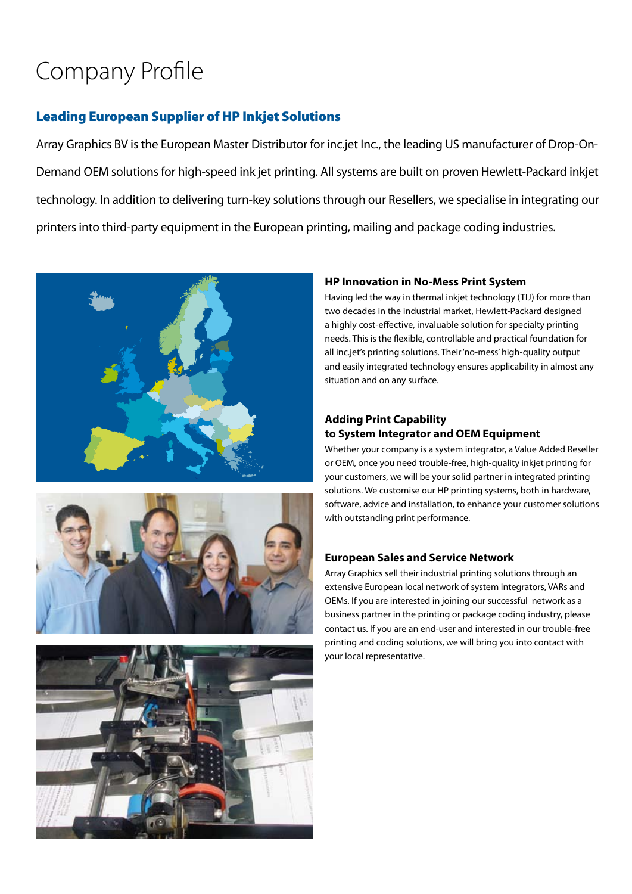# Company Profile

## Leading European Supplier of HP Inkjet Solutions

Array Graphics BV is the European Master Distributor for inc.jet Inc., the leading US manufacturer of Drop-On-Demand OEM solutions for high-speed ink jet printing. All systems are built on proven Hewlett-Packard inkjet technology. In addition to delivering turn-key solutions through our Resellers, we specialise in integrating our printers into third-party equipment in the European printing, mailing and package coding industries.

### HP Innovation in No-Mess Print System

Having led the way in thermal inkjet technology (TIJ) for more than two decades in the industrial market, Hewlett-Packard designed a highly cost-effective, invaluable solution for specialty printing needs. This is the flexible, controllable and practical foundation for all inc.jet's printing solutions. Their 'no-mess' high-quality output and easily integrated technology ensures applicability in almost any situation and on any surface.

### Adding Print Capability to System Integrator and OEM Equipment

Whether your company is a system integrator, a Value Added Reseller or OEM, once you need trouble-free, high-quality inkjet printing for your customers, we will be your solid partner in integrated printing solutions. We customise our HP printing systems, both in hardware, software, advice and installation, to enhance your customer solutions with outstanding print performance.

### European Sales and Service Network

Array Graphics sell their industrial printing solutions through an extensive European local network of system integrators, VARs and OEMs. If you are interested in joining our successful network as a business partner in the printing or package coding industry, please contact us. If you are an end-user and interested in our trouble-free printing and coding solutions, we will bring you into contact with your local representative.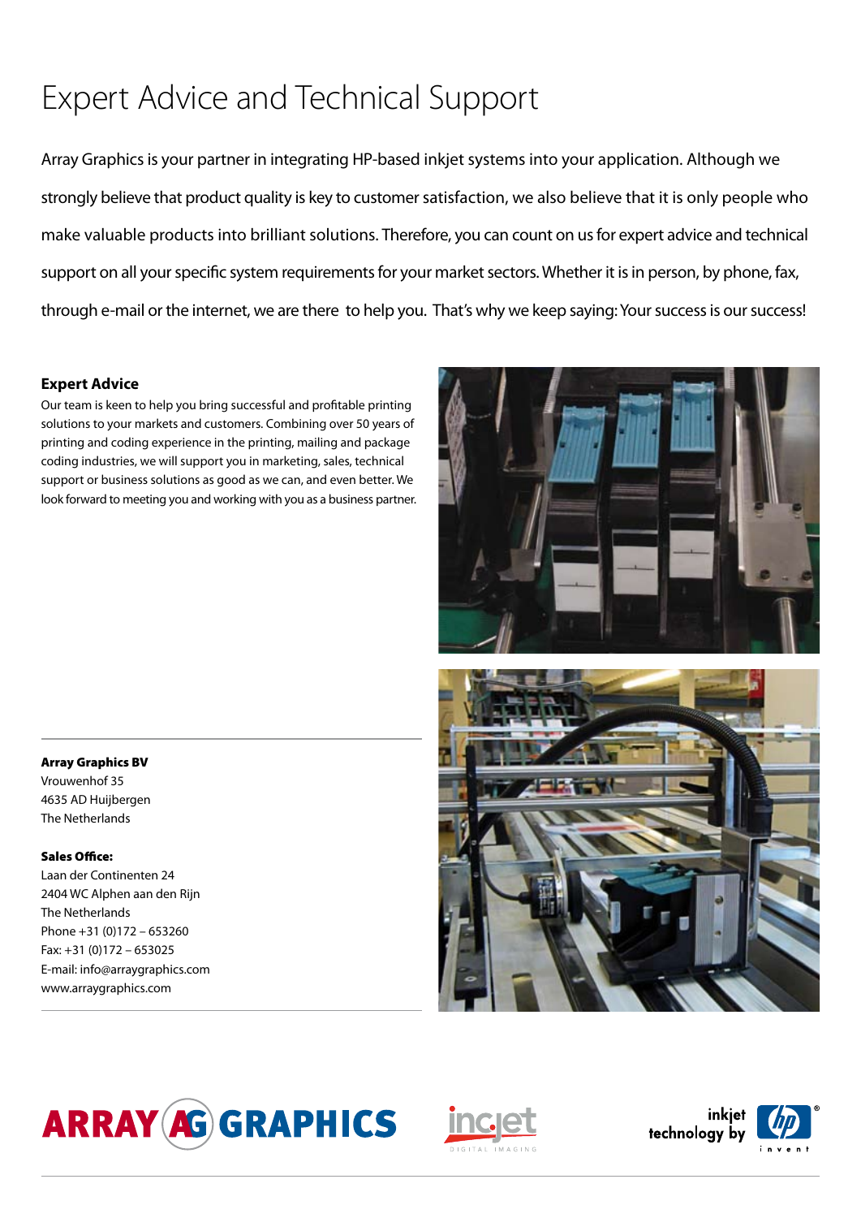# Expert Advice and Technical Support

Array Graphics is your partner in integrating HP-based inkjet systems into your application. Although we strongly believe that product quality is key to customer satisfaction, we also believe that it is only people who make valuable products into brilliant solutions. Therefore, you can count on us for expert advice and technical support on all your specific system requirements for your market sectors. Whether it is in person, by phone, fax, through e-mail or the internet, we are there to help you. That's why we keep saying: Your success is our success!

## Expert Advice

Our team is keen to help you bring successful and profitable printing solutions to your markets and customers. Combining over 50 years of printing and coding experience in the printing, mailing and package coding industries, we will support you in marketing, sales, technical support or business solutions as good as we can, and even better. We look forward to meeting you and working with you as a business partner.

**Array Graphics BV**
Vrouwenhof 35
4635 AD Huijbergen
The Netherlands

**Sales Office:**
Laan der Continenten 24
2404 WC Alphen aan den Rijn
The Netherlands
Phone +31 (0)172 – 653260
Fax: +31 (0)172 – 653025
E-mail: info@arraygraphics.com
www.arraygraphics.com

ARRAY AG GRAPHICS

incjet DIGITAL IMAGING

inkjet technology by hp invent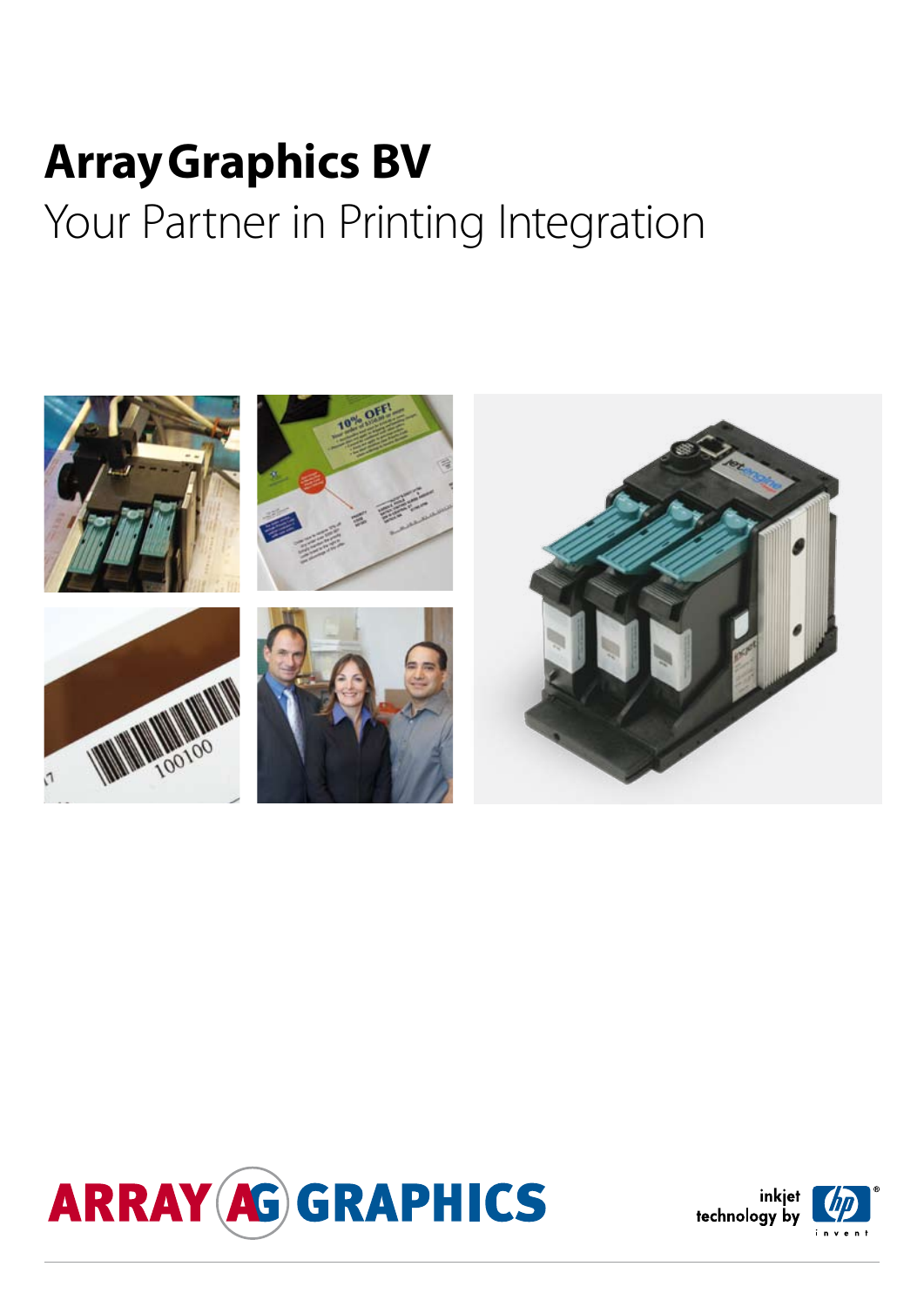# Array Graphics BV

## Your Partner in Printing Integration

ARRAY AG GRAPHICS

inkjet technology by hp invent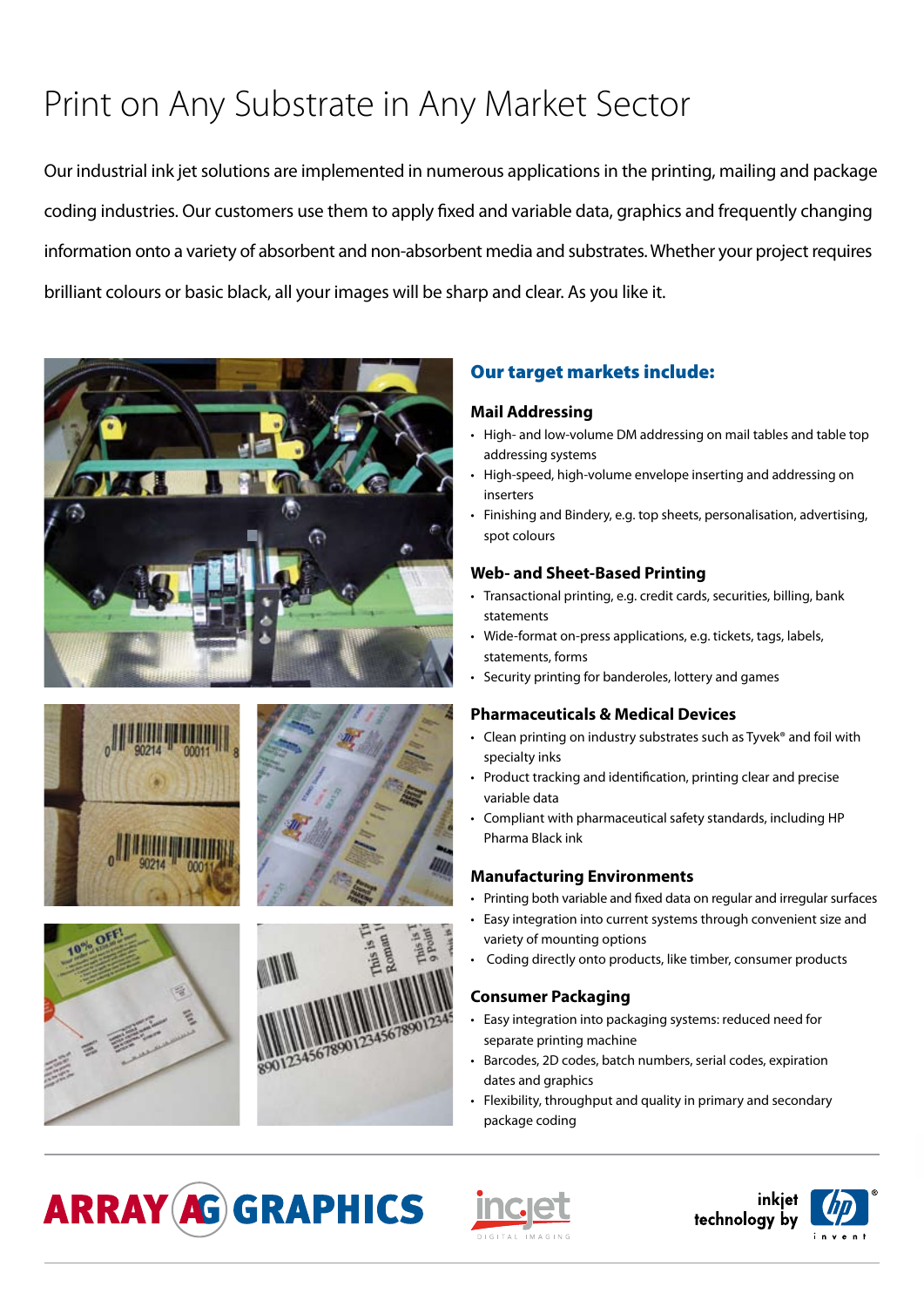# Print on Any Substrate in Any Market Sector

Our industrial ink jet solutions are implemented in numerous applications in the printing, mailing and package coding industries. Our customers use them to apply fixed and variable data, graphics and frequently changing information onto a variety of absorbent and non-absorbent media and substrates. Whether your project requires brilliant colours or basic black, all your images will be sharp and clear. As you like it.

## Our target markets include:

### Mail Addressing

- High- and low-volume DM addressing on mail tables and table top addressing systems
- High-speed, high-volume envelope inserting and addressing on inserters
- Finishing and Bindery, e.g. top sheets, personalisation, advertising, spot colours

### Web- and Sheet-Based Printing

- Transactional printing, e.g. credit cards, securities, billing, bank statements
- Wide-format on-press applications, e.g. tickets, tags, labels, statements, forms
- Security printing for banderoles, lottery and games

### Pharmaceuticals & Medical Devices

- Clean printing on industry substrates such as Tyvek® and foil with specialty inks
- Product tracking and identification, printing clear and precise variable data
- Compliant with pharmaceutical safety standards, including HP Pharma Black ink

### Manufacturing Environments

- Printing both variable and fixed data on regular and irregular surfaces
- Easy integration into current systems through convenient size and variety of mounting options
- Coding directly onto products, like timber, consumer products

### Consumer Packaging

- Easy integration into packaging systems: reduced need for separate printing machine
- Barcodes, 2D codes, batch numbers, serial codes, expiration dates and graphics
- Flexibility, throughput and quality in primary and secondary package coding

ARRAY AG GRAPHICS | incjet DIGITAL IMAGING | inkjet technology by hp invent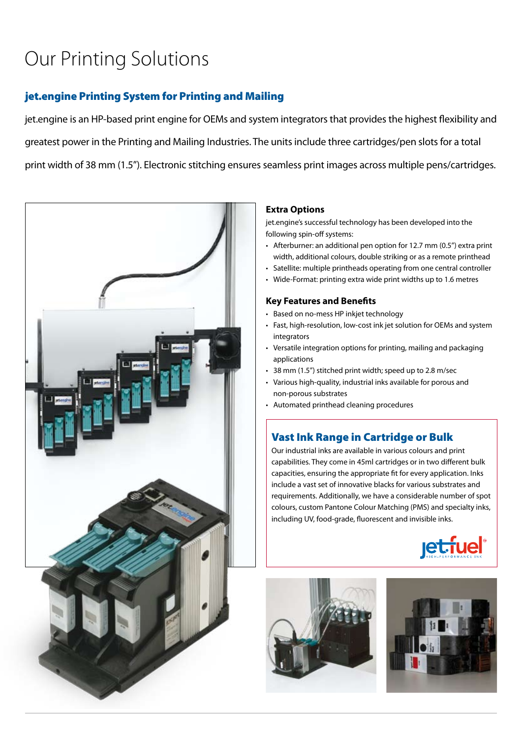# Our Printing Solutions

## jet.engine Printing System for Printing and Mailing

jet.engine is an HP-based print engine for OEMs and system integrators that provides the highest flexibility and greatest power in the Printing and Mailing Industries. The units include three cartridges/pen slots for a total print width of 38 mm (1.5"). Electronic stitching ensures seamless print images across multiple pens/cartridges.

### Extra Options

jet.engine's successful technology has been developed into the following spin-off systems:

- Afterburner: an additional pen option for 12.7 mm (0.5") extra print width, additional colours, double striking or as a remote printhead
- Satellite: multiple printheads operating from one central controller
- Wide-Format: printing extra wide print widths up to 1.6 metres

### Key Features and Benefits

- Based on no-mess HP inkjet technology
- Fast, high-resolution, low-cost ink jet solution for OEMs and system integrators
- Versatile integration options for printing, mailing and packaging applications
- 38 mm (1.5") stitched print width; speed up to 2.8 m/sec
- Various high-quality, industrial inks available for porous and non-porous substrates
- Automated printhead cleaning procedures

## Vast Ink Range in Cartridge or Bulk

Our industrial inks are available in various colours and print capabilities. They come in 45ml cartridges or in two different bulk capacities, ensuring the appropriate fit for every application. Inks include a vast set of innovative blacks for various substrates and requirements. Additionally, we have a considerable number of spot colours, custom Pantone Colour Matching (PMS) and specialty inks, including UV, food-grade, fluorescent and invisible inks.

jet.fuel® HIGH-PERFORMANCE INK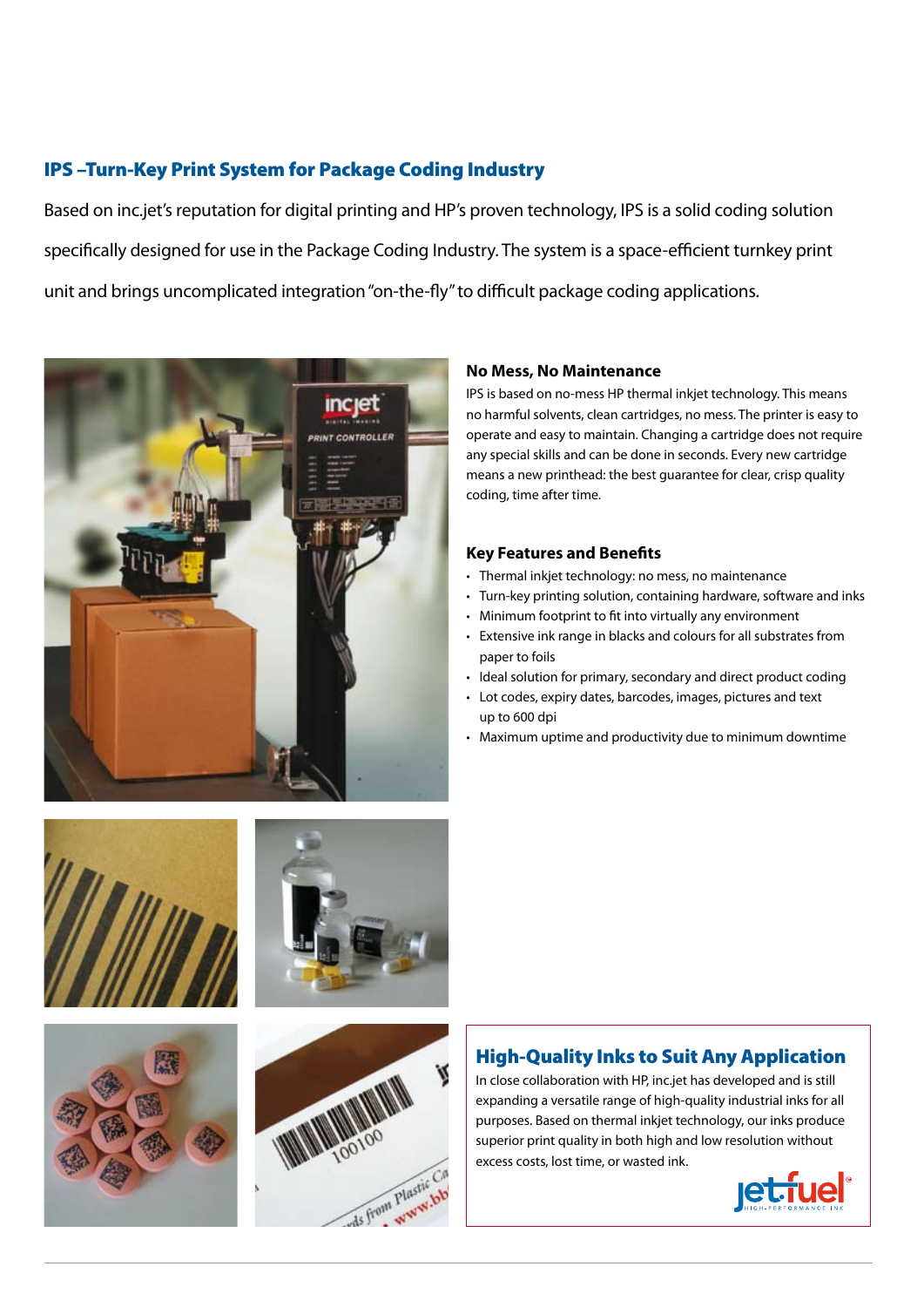## IPS –Turn-Key Print System for Package Coding Industry

Based on inc.jet's reputation for digital printing and HP's proven technology, IPS is a solid coding solution specifically designed for use in the Package Coding Industry. The system is a space-efficient turnkey print unit and brings uncomplicated integration "on-the-fly" to difficult package coding applications.

### No Mess, No Maintenance

IPS is based on no-mess HP thermal inkjet technology. This means no harmful solvents, clean cartridges, no mess. The printer is easy to operate and easy to maintain. Changing a cartridge does not require any special skills and can be done in seconds. Every new cartridge means a new printhead: the best guarantee for clear, crisp quality coding, time after time.

### Key Features and Benefits

- Thermal inkjet technology: no mess, no maintenance
- Turn-key printing solution, containing hardware, software and inks
- Minimum footprint to fit into virtually any environment
- Extensive ink range in blacks and colours for all substrates from paper to foils
- Ideal solution for primary, secondary and direct product coding
- Lot codes, expiry dates, barcodes, images, pictures and text up to 600 dpi
- Maximum uptime and productivity due to minimum downtime

## High-Quality Inks to Suit Any Application

In close collaboration with HP, inc.jet has developed and is still expanding a versatile range of high-quality industrial inks for all purposes. Based on thermal inkjet technology, our inks produce superior print quality in both high and low resolution without excess costs, lost time, or wasted ink.